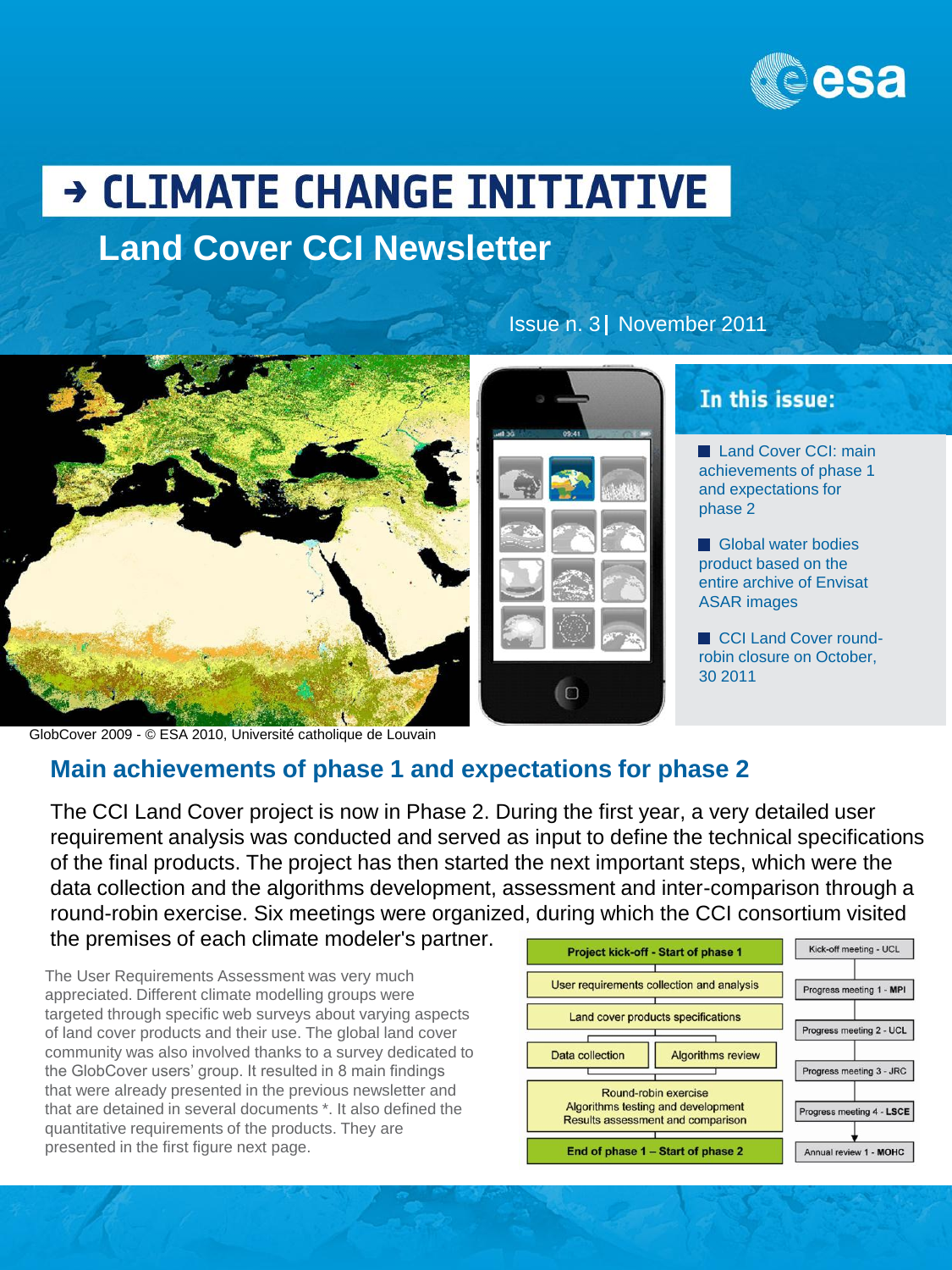# → CLIMATE CHANGE INITIATIVE

## Land Cover CCI Newsletter

Issue n. 3 | November 2011

GlobCover 2009 - © ESA 2010, Université catholique de Louvain

**In this issue:**

- Land Cover CCI: main achievements of phase 1 and expectations for phase 2
- Global water bodies product based on the entire archive of Envisat ASAR images
- CCI Land Cover round-robin closure on October, 30 2011

## Main achievements of phase 1 and expectations for phase 2

The CCI Land Cover project is now in Phase 2. During the first year, a very detailed user requirement analysis was conducted and served as input to define the technical specifications of the final products. The project has then started the next important steps, which were the data collection and the algorithms development, assessment and inter-comparison through a round-robin exercise. Six meetings were organized, during which the CCI consortium visited the premises of each climate modeler's partner.

The User Requirements Assessment was very much appreciated. Different climate modelling groups were targeted through specific web surveys about varying aspects of land cover products and their use. The global land cover community was also involved thanks to a survey dedicated to the GlobCover users' group. It resulted in 8 main findings that were already presented in the previous newsletter and that are detained in several documents *. It also defined the quantitative requirements of the products. They are presented in the first figure next page.

| Phase 1 steps | Meetings |
|---|---|
| Project kick-off - Start of phase 1 | Kick-off meeting - UCL |
| User requirements collection and analysis | Progress meeting 1 - MPI |
| Land cover products specifications | Progress meeting 2 - UCL |
| Data collection / Algorithms review | Progress meeting 3 - JRC |
| Round-robin exercise: Algorithms testing and development, Results assessment and comparison | Progress meeting 4 - LSCE |
| End of phase 1 – Start of phase 2 | Annual review 1 - MOHC |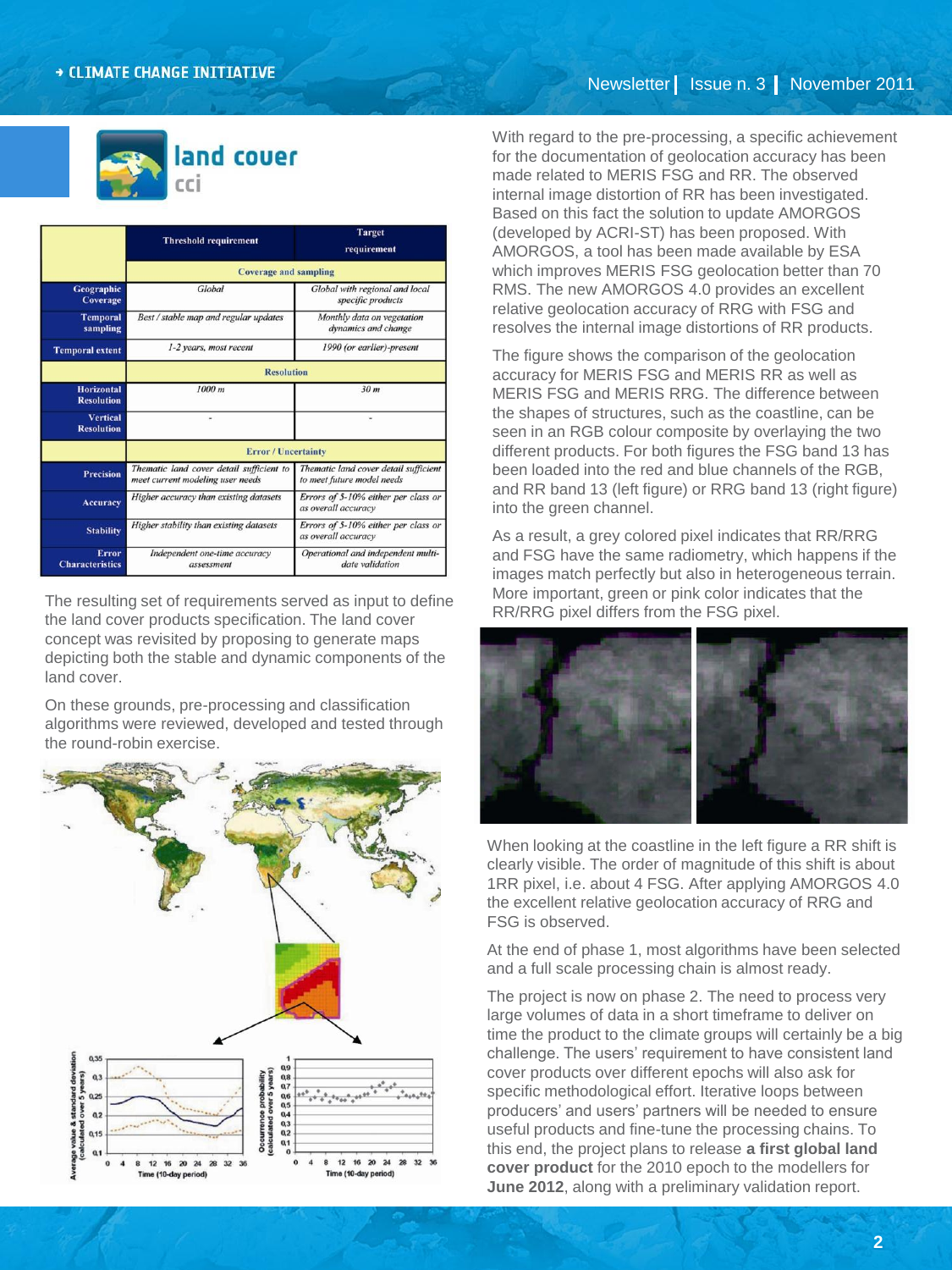|  | Threshold requirement | Target requirement |
|---|---|---|
|  | Coverage and sampling |  |
| Geographic Coverage | *Global* | *Global with regional and local specific products* |
| Temporal sampling | *Best / stable map and regular updates* | *Monthly data on vegetation dynamics and change* |
| Temporal extent | *1-2 years, most recent* | *1990 (or earlier)-present* |
|  | Resolution |  |
| Horizontal Resolution | *1000 m* | *30 m* |
| Vertical Resolution | - | - |
|  | Error / Uncertainty |  |
| Precision | *Thematic land cover detail sufficient to meet current modeling user needs* | *Thematic land cover detail sufficient to meet future model needs* |
| Accuracy | *Higher accuracy than existing datasets* | *Errors of 5-10% either per class or as overall accuracy* |
| Stability | *Higher stability than existing datasets* | *Errors of 5-10% either per class or as overall accuracy* |
| Error Characteristics | *Independent one-time accuracy assessment* | *Operational and independent multi-date validation* |

The resulting set of requirements served as input to define the land cover products specification. The land cover concept was revisited by proposing to generate maps depicting both the stable and dynamic components of the land cover.

On these grounds, pre-processing and classification algorithms were reviewed, developed and tested through the round-robin exercise.

With regard to the pre-processing, a specific achievement for the documentation of geolocation accuracy has been made related to MERIS FSG and RR. The observed internal image distortion of RR has been investigated. Based on this fact the solution to update AMORGOS (developed by ACRI-ST) has been proposed. With AMORGOS, a tool has been made available by ESA which improves MERIS FSG geolocation better than 70 RMS. The new AMORGOS 4.0 provides an excellent relative geolocation accuracy of RRG with FSG and resolves the internal image distortions of RR products.

The figure shows the comparison of the geolocation accuracy for MERIS FSG and MERIS RR as well as MERIS FSG and MERIS RRG. The difference between the shapes of structures, such as the coastline, can be seen in an RGB colour composite by overlaying the two different products. For both figures the FSG band 13 has been loaded into the red and blue channels of the RGB, and RR band 13 (left figure) or RRG band 13 (right figure) into the green channel.

As a result, a grey colored pixel indicates that RR/RRG and FSG have the same radiometry, which happens if the images match perfectly but also in heterogeneous terrain. More important, green or pink color indicates that the RR/RRG pixel differs from the FSG pixel.

When looking at the coastline in the left figure a RR shift is clearly visible. The order of magnitude of this shift is about 1RR pixel, i.e. about 4 FSG. After applying AMORGOS 4.0 the excellent relative geolocation accuracy of RRG and FSG is observed.

At the end of phase 1, most algorithms have been selected and a full scale processing chain is almost ready.

The project is now on phase 2. The need to process very large volumes of data in a short timeframe to deliver on time the product to the climate groups will certainly be a big challenge. The users' requirement to have consistent land cover products over different epochs will also ask for specific methodological effort. Iterative loops between producers' and users' partners will be needed to ensure useful products and fine-tune the processing chains. To this end, the project plans to release **a first global land cover product** for the 2010 epoch to the modellers for **June 2012**, along with a preliminary validation report.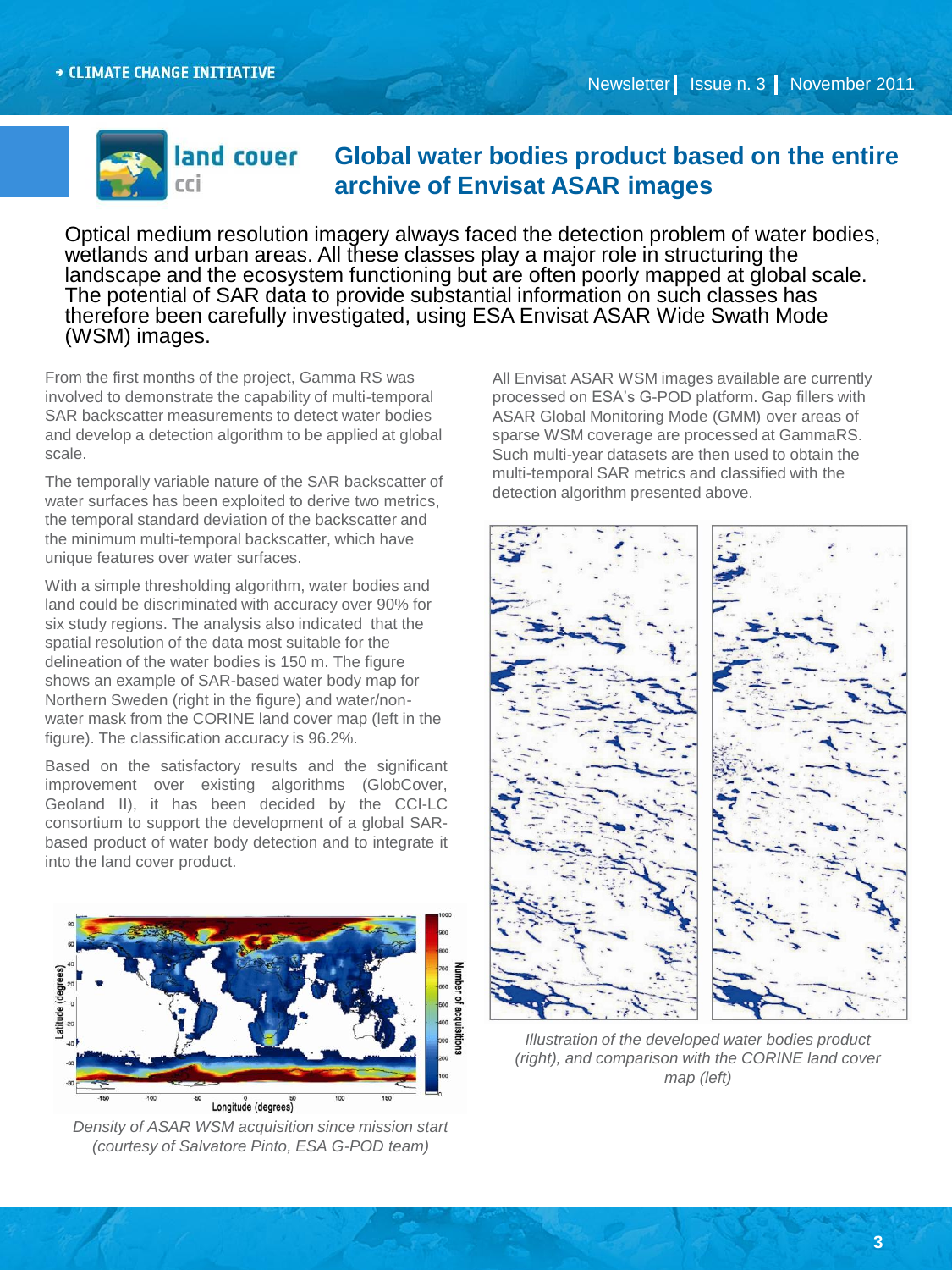# Global water bodies product based on the entire archive of Envisat ASAR images

Optical medium resolution imagery always faced the detection problem of water bodies, wetlands and urban areas. All these classes play a major role in structuring the landscape and the ecosystem functioning but are often poorly mapped at global scale. The potential of SAR data to provide substantial information on such classes has therefore been carefully investigated, using ESA Envisat ASAR Wide Swath Mode (WSM) images.

From the first months of the project, Gamma RS was involved to demonstrate the capability of multi-temporal SAR backscatter measurements to detect water bodies and develop a detection algorithm to be applied at global scale.

The temporally variable nature of the SAR backscatter of water surfaces has been exploited to derive two metrics, the temporal standard deviation of the backscatter and the minimum multi-temporal backscatter, which have unique features over water surfaces.

With a simple thresholding algorithm, water bodies and land could be discriminated with accuracy over 90% for six study regions. The analysis also indicated that the spatial resolution of the data most suitable for the delineation of the water bodies is 150 m. The figure shows an example of SAR-based water body map for Northern Sweden (right in the figure) and water/non-water mask from the CORINE land cover map (left in the figure). The classification accuracy is 96.2%.

Based on the satisfactory results and the significant improvement over existing algorithms (GlobCover, Geoland II), it has been decided by the CCI-LC consortium to support the development of a global SAR-based product of water body detection and to integrate it into the land cover product.

*Density of ASAR WSM acquisition since mission start (courtesy of Salvatore Pinto, ESA G-POD team)*

All Envisat ASAR WSM images available are currently processed on ESA's G-POD platform. Gap fillers with ASAR Global Monitoring Mode (GMM) over areas of sparse WSM coverage are processed at GammaRS. Such multi-year datasets are then used to obtain the multi-temporal SAR metrics and classified with the detection algorithm presented above.

*Illustration of the developed water bodies product (right), and comparison with the CORINE land cover map (left)*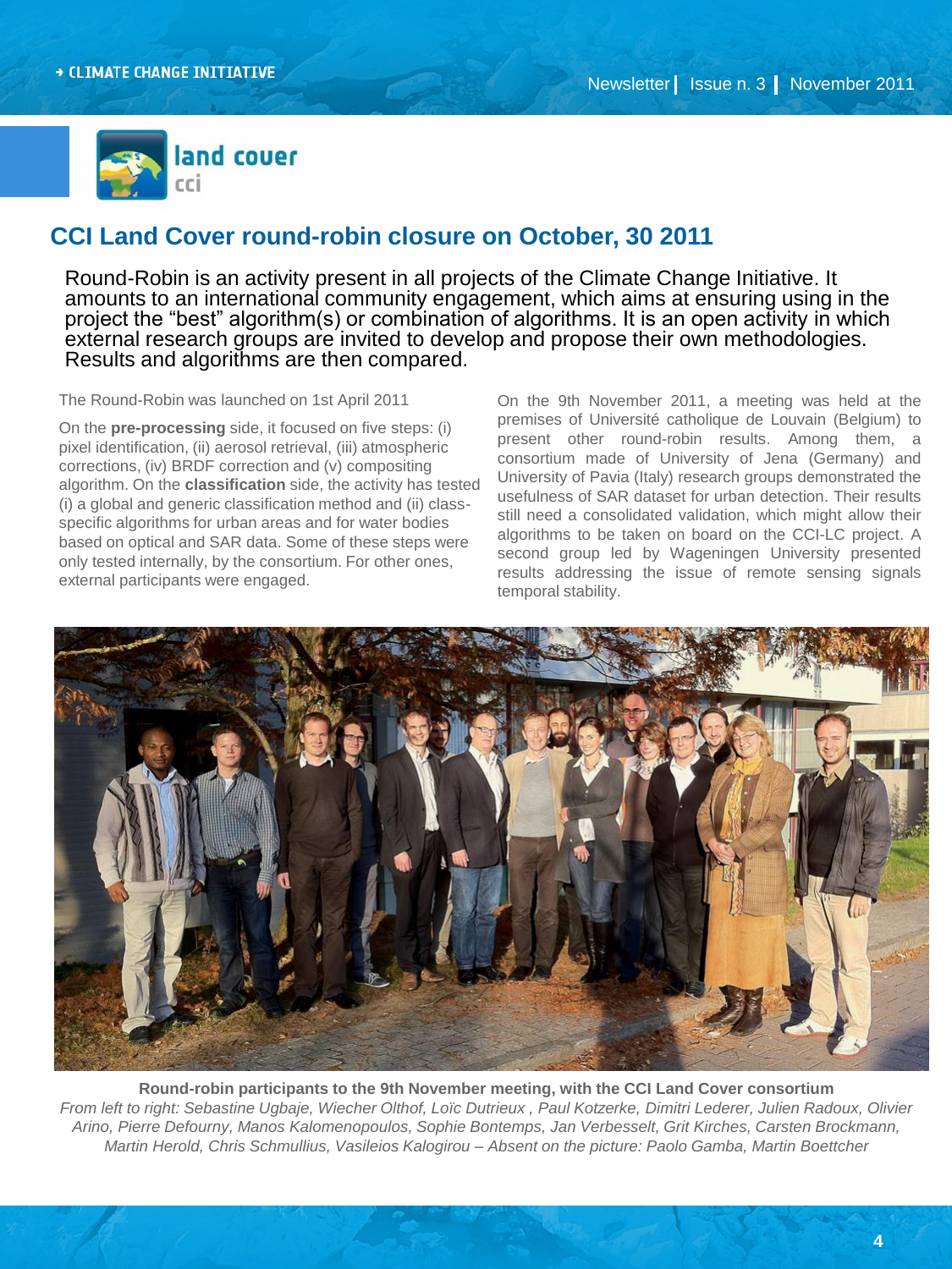# CCI Land Cover round-robin closure on October, 30 2011

Round-Robin is an activity present in all projects of the Climate Change Initiative. It amounts to an international community engagement, which aims at ensuring using in the project the "best" algorithm(s) or combination of algorithms. It is an open activity in which external research groups are invited to develop and propose their own methodologies. Results and algorithms are then compared.

The Round-Robin was launched on 1st April 2011

On the **pre-processing** side, it focused on five steps: (i) pixel identification, (ii) aerosol retrieval, (iii) atmospheric corrections, (iv) BRDF correction and (v) compositing algorithm. On the **classification** side, the activity has tested (i) a global and generic classification method and (ii) class-specific algorithms for urban areas and for water bodies based on optical and SAR data. Some of these steps were only tested internally, by the consortium. For other ones, external participants were engaged.

On the 9th November 2011, a meeting was held at the premises of Université catholique de Louvain (Belgium) to present other round-robin results. Among them, a consortium made of University of Jena (Germany) and University of Pavia (Italy) research groups demonstrated the usefulness of SAR dataset for urban detection. Their results still need a consolidated validation, which might allow their algorithms to be taken on board on the CCI-LC project. A second group led by Wageningen University presented results addressing the issue of remote sensing signals temporal stability.

**Round-robin participants to the 9th November meeting, with the CCI Land Cover consortium**

*From left to right: Sebastine Ugbaje, Wiecher Olthof, Loïc Dutrieux , Paul Kotzerke, Dimitri Lederer, Julien Radoux, Olivier Arino, Pierre Defourny, Manos Kalomenopoulos, Sophie Bontemps, Jan Verbesselt, Grit Kirches, Carsten Brockmann, Martin Herold, Chris Schmullius, Vasileios Kalogirou – Absent on the picture: Paolo Gamba, Martin Boettcher*